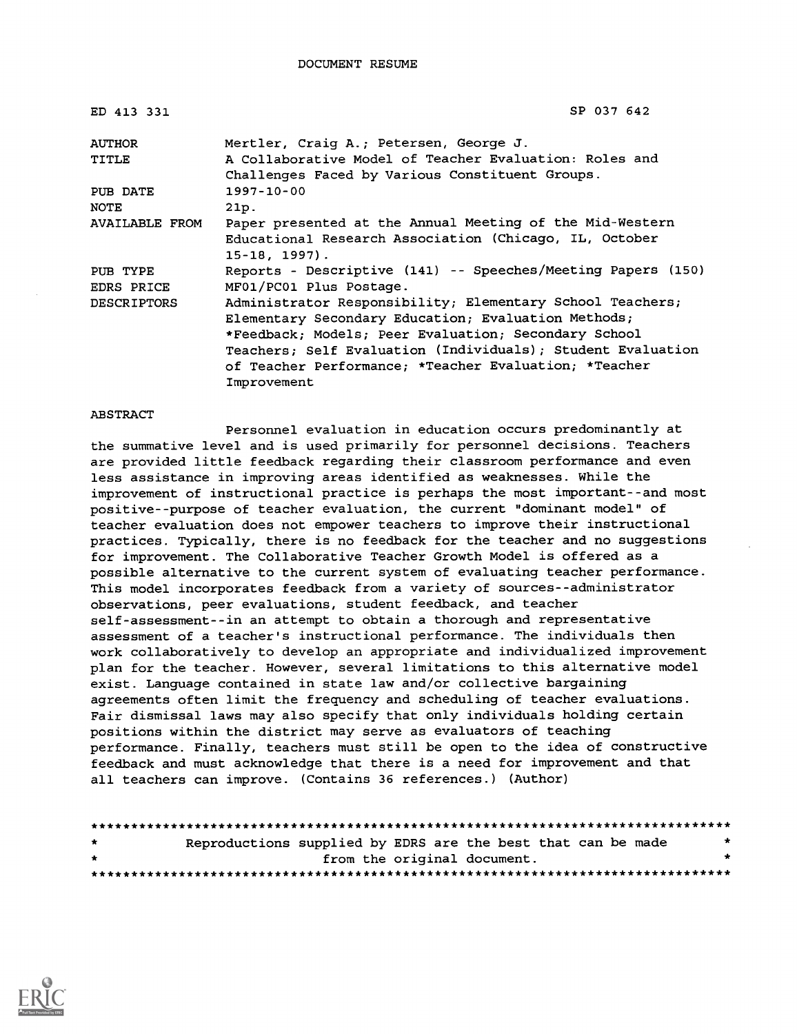DOCUMENT RESUME

| | |
|---|---|
| ED 413 331 | SP 037 642 |
| AUTHOR | Mertler, Craig A.; Petersen, George J. |
| TITLE | A Collaborative Model of Teacher Evaluation: Roles and Challenges Faced by Various Constituent Groups. |
| PUB DATE | 1997-10-00 |
| NOTE | 21p. |
| AVAILABLE FROM | Paper presented at the Annual Meeting of the Mid-Western Educational Research Association (Chicago, IL, October 15-18, 1997). |
| PUB TYPE | Reports - Descriptive (141) -- Speeches/Meeting Papers (150) |
| EDRS PRICE | MF01/PC01 Plus Postage. |
| DESCRIPTORS | Administrator Responsibility; Elementary School Teachers; Elementary Secondary Education; Evaluation Methods; *Feedback; Models; Peer Evaluation; Secondary School Teachers; Self Evaluation (Individuals); Student Evaluation of Teacher Performance; *Teacher Evaluation; *Teacher Improvement |

ABSTRACT

Personnel evaluation in education occurs predominantly at the summative level and is used primarily for personnel decisions. Teachers are provided little feedback regarding their classroom performance and even less assistance in improving areas identified as weaknesses. While the improvement of instructional practice is perhaps the most important--and most positive--purpose of teacher evaluation, the current "dominant model" of teacher evaluation does not empower teachers to improve their instructional practices. Typically, there is no feedback for the teacher and no suggestions for improvement. The Collaborative Teacher Growth Model is offered as a possible alternative to the current system of evaluating teacher performance. This model incorporates feedback from a variety of sources--administrator observations, peer evaluations, student feedback, and teacher self-assessment--in an attempt to obtain a thorough and representative assessment of a teacher's instructional performance. The individuals then work collaboratively to develop an appropriate and individualized improvement plan for the teacher. However, several limitations to this alternative model exist. Language contained in state law and/or collective bargaining agreements often limit the frequency and scheduling of teacher evaluations. Fair dismissal laws may also specify that only individuals holding certain positions within the district may serve as evaluators of teaching performance. Finally, teachers must still be open to the idea of constructive feedback and must acknowledge that there is a need for improvement and that all teachers can improve. (Contains 36 references.) (Author)

********************************************************************************
* Reproductions supplied by EDRS are the best that can be made *
* from the original document. *
********************************************************************************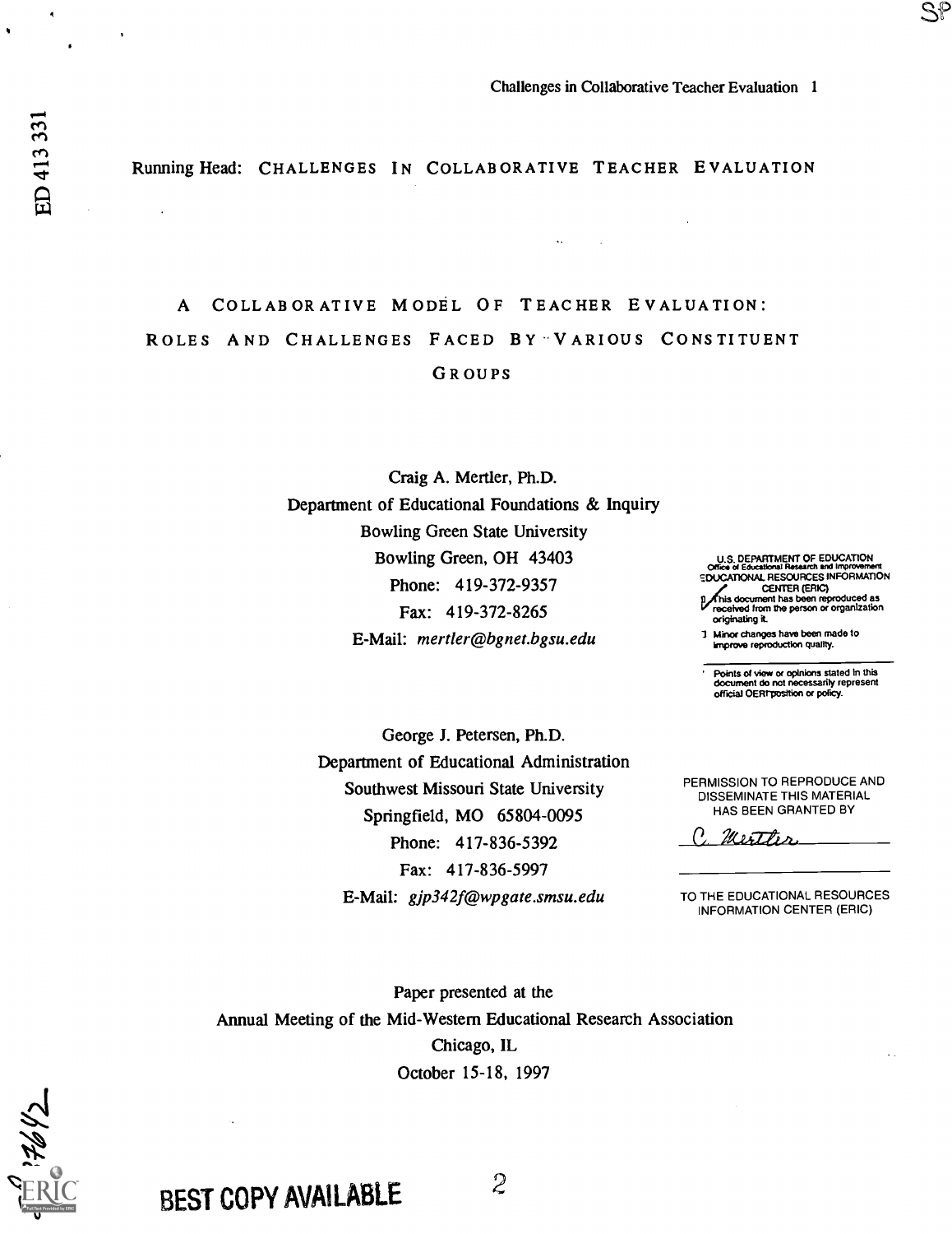Running Head: CHALLENGES IN COLLABORATIVE TEACHER EVALUATION

# A COLLABORATIVE MODEL OF TEACHER EVALUATION: ROLES AND CHALLENGES FACED BY VARIOUS CONSTITUENT GROUPS

Craig A. Mertler, Ph.D.
Department of Educational Foundations & Inquiry
Bowling Green State University
Bowling Green, OH 43403
Phone: 419-372-9357
Fax: 419-372-8265
E-Mail: *mertler@bgnet.bgsu.edu*

George J. Petersen, Ph.D.
Department of Educational Administration
Southwest Missouri State University
Springfield, MO 65804-0095
Phone: 417-836-5392
Fax: 417-836-5997
E-Mail: *gjp342f@wpgate.smsu.edu*

Paper presented at the
Annual Meeting of the Mid-Western Educational Research Association
Chicago, IL
October 15-18, 1997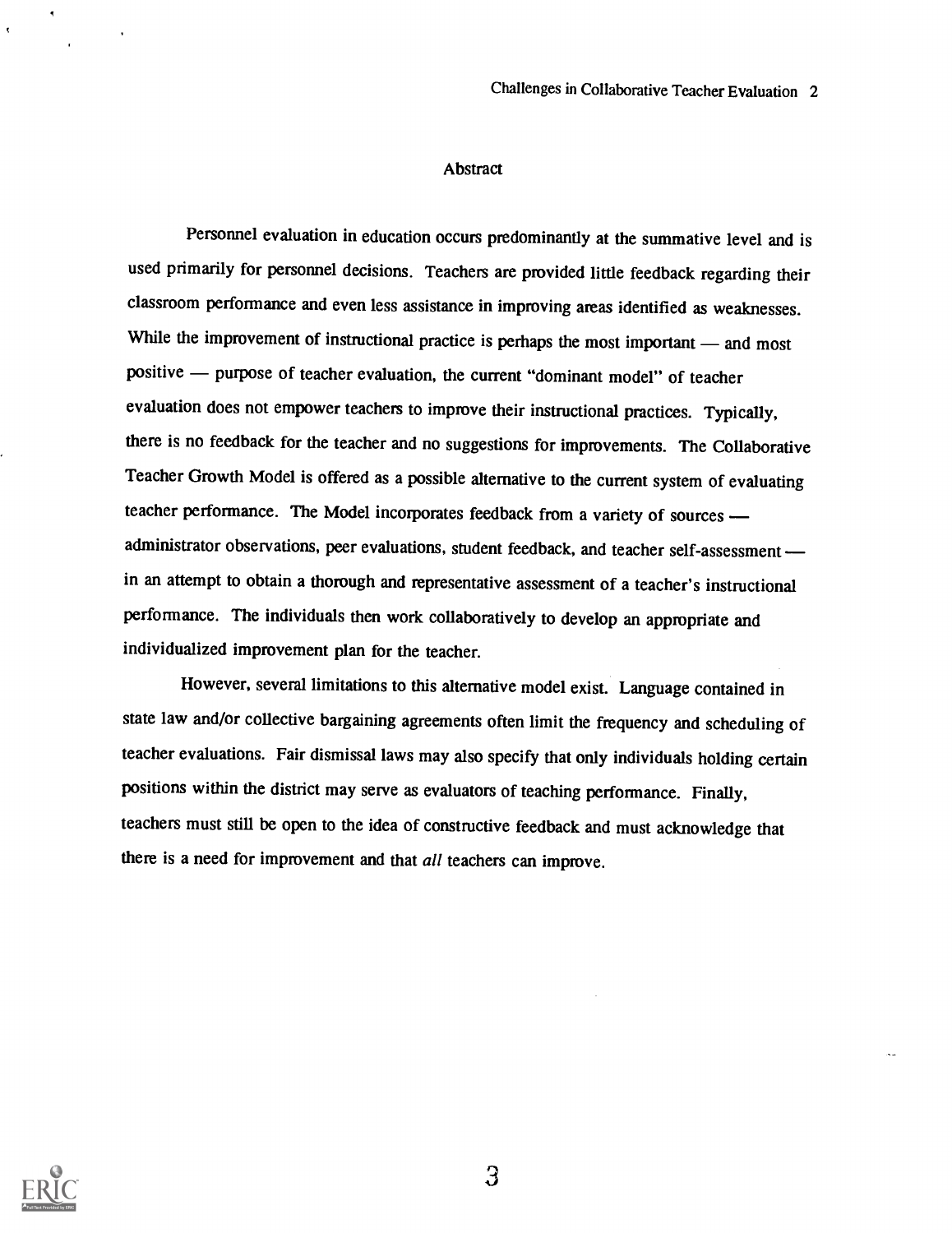## Abstract

Personnel evaluation in education occurs predominantly at the summative level and is used primarily for personnel decisions. Teachers are provided little feedback regarding their classroom performance and even less assistance in improving areas identified as weaknesses. While the improvement of instructional practice is perhaps the most important — and most positive — purpose of teacher evaluation, the current "dominant model" of teacher evaluation does not empower teachers to improve their instructional practices. Typically, there is no feedback for the teacher and no suggestions for improvements. The Collaborative Teacher Growth Model is offered as a possible alternative to the current system of evaluating teacher performance. The Model incorporates feedback from a variety of sources — administrator observations, peer evaluations, student feedback, and teacher self-assessment — in an attempt to obtain a thorough and representative assessment of a teacher's instructional performance. The individuals then work collaboratively to develop an appropriate and individualized improvement plan for the teacher.

However, several limitations to this alternative model exist. Language contained in state law and/or collective bargaining agreements often limit the frequency and scheduling of teacher evaluations. Fair dismissal laws may also specify that only individuals holding certain positions within the district may serve as evaluators of teaching performance. Finally, teachers must still be open to the idea of constructive feedback and must acknowledge that there is a need for improvement and that *all* teachers can improve.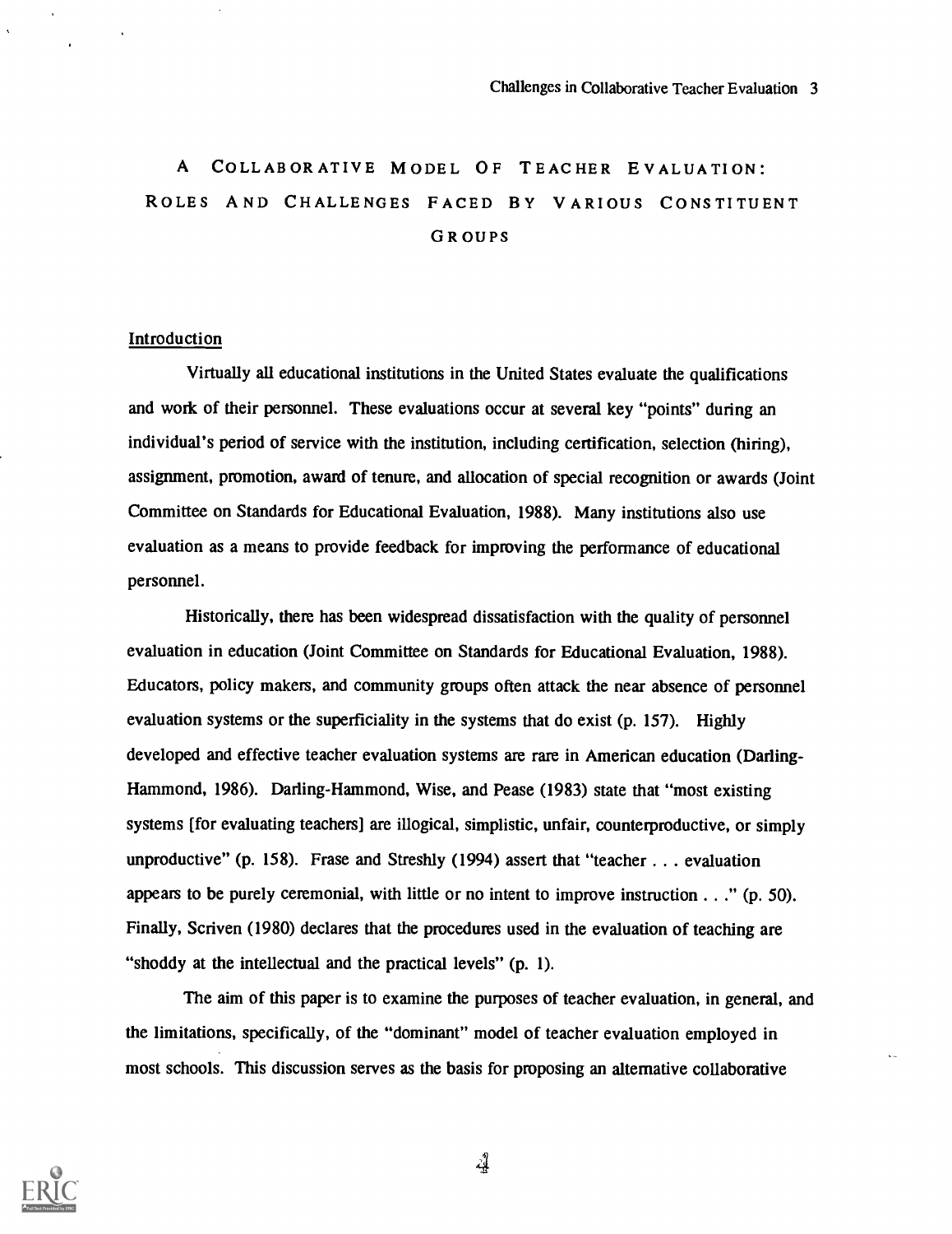# A Collaborative Model of Teacher Evaluation: Roles and Challenges Faced by Various Constituent Groups

## Introduction

Virtually all educational institutions in the United States evaluate the qualifications and work of their personnel. These evaluations occur at several key "points" during an individual's period of service with the institution, including certification, selection (hiring), assignment, promotion, award of tenure, and allocation of special recognition or awards (Joint Committee on Standards for Educational Evaluation, 1988). Many institutions also use evaluation as a means to provide feedback for improving the performance of educational personnel.

Historically, there has been widespread dissatisfaction with the quality of personnel evaluation in education (Joint Committee on Standards for Educational Evaluation, 1988). Educators, policy makers, and community groups often attack the near absence of personnel evaluation systems or the superficiality in the systems that do exist (p. 157). Highly developed and effective teacher evaluation systems are rare in American education (Darling-Hammond, 1986). Darling-Hammond, Wise, and Pease (1983) state that "most existing systems [for evaluating teachers] are illogical, simplistic, unfair, counterproductive, or simply unproductive" (p. 158). Frase and Streshly (1994) assert that "teacher . . . evaluation appears to be purely ceremonial, with little or no intent to improve instruction . . ." (p. 50). Finally, Scriven (1980) declares that the procedures used in the evaluation of teaching are "shoddy at the intellectual and the practical levels" (p. 1).

The aim of this paper is to examine the purposes of teacher evaluation, in general, and the limitations, specifically, of the "dominant" model of teacher evaluation employed in most schools. This discussion serves as the basis for proposing an alternative collaborative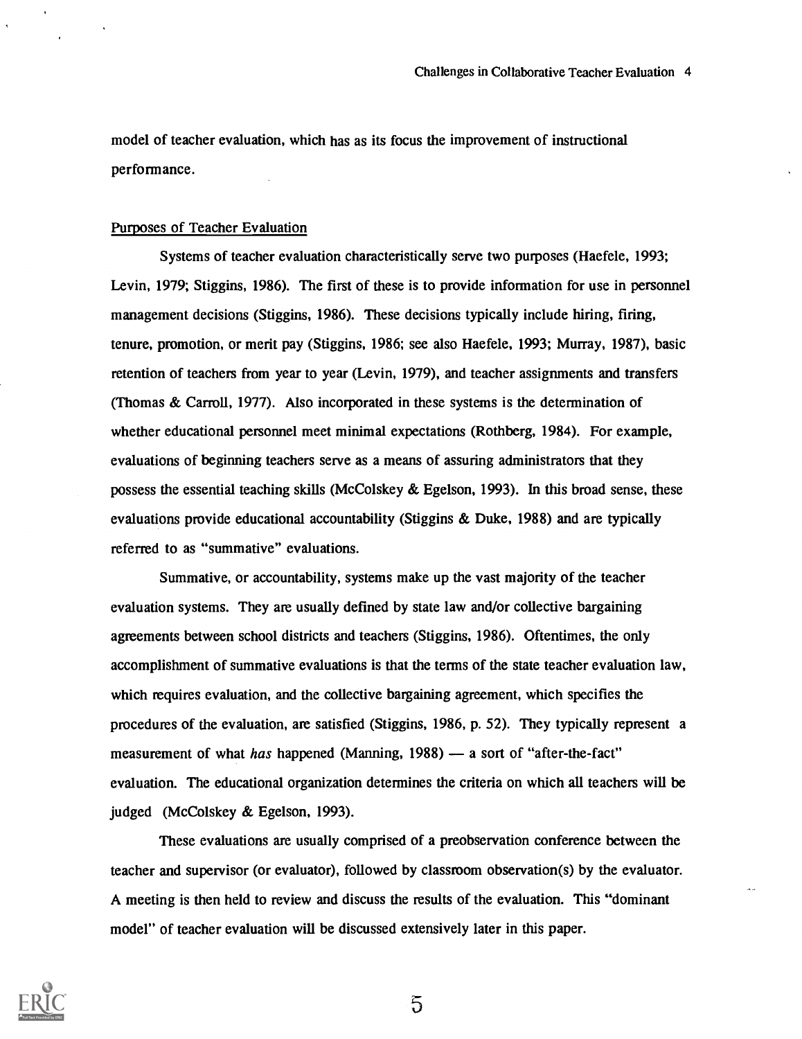model of teacher evaluation, which has as its focus the improvement of instructional performance.

## Purposes of Teacher Evaluation

Systems of teacher evaluation characteristically serve two purposes (Haefele, 1993; Levin, 1979; Stiggins, 1986). The first of these is to provide information for use in personnel management decisions (Stiggins, 1986). These decisions typically include hiring, firing, tenure, promotion, or merit pay (Stiggins, 1986; see also Haefele, 1993; Murray, 1987), basic retention of teachers from year to year (Levin, 1979), and teacher assignments and transfers (Thomas & Carroll, 1977). Also incorporated in these systems is the determination of whether educational personnel meet minimal expectations (Rothberg, 1984). For example, evaluations of beginning teachers serve as a means of assuring administrators that they possess the essential teaching skills (McColskey & Egelson, 1993). In this broad sense, these evaluations provide educational accountability (Stiggins & Duke, 1988) and are typically referred to as "summative" evaluations.

Summative, or accountability, systems make up the vast majority of the teacher evaluation systems. They are usually defined by state law and/or collective bargaining agreements between school districts and teachers (Stiggins, 1986). Oftentimes, the only accomplishment of summative evaluations is that the terms of the state teacher evaluation law, which requires evaluation, and the collective bargaining agreement, which specifies the procedures of the evaluation, are satisfied (Stiggins, 1986, p. 52). They typically represent a measurement of what *has* happened (Manning, 1988) — a sort of "after-the-fact" evaluation. The educational organization determines the criteria on which all teachers will be judged (McColskey & Egelson, 1993).

These evaluations are usually comprised of a preobservation conference between the teacher and supervisor (or evaluator), followed by classroom observation(s) by the evaluator. A meeting is then held to review and discuss the results of the evaluation. This "dominant model" of teacher evaluation will be discussed extensively later in this paper.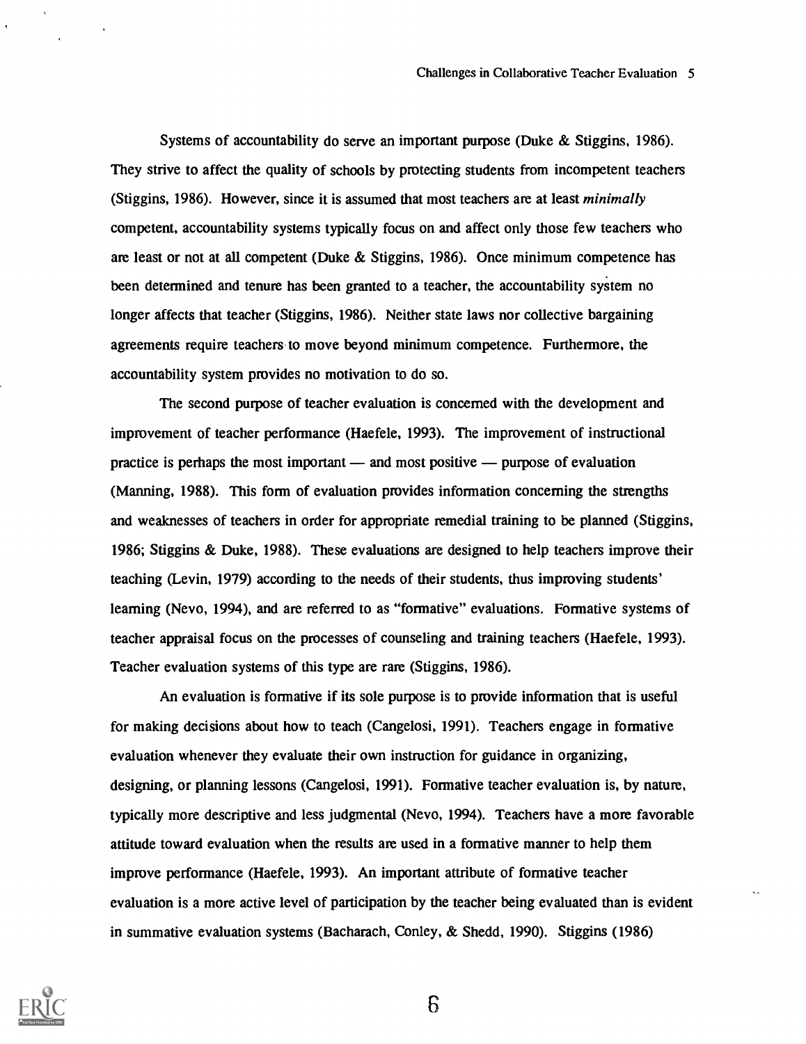Systems of accountability do serve an important purpose (Duke & Stiggins, 1986). They strive to affect the quality of schools by protecting students from incompetent teachers (Stiggins, 1986). However, since it is assumed that most teachers are at least *minimally* competent, accountability systems typically focus on and affect only those few teachers who are least or not at all competent (Duke & Stiggins, 1986). Once minimum competence has been determined and tenure has been granted to a teacher, the accountability system no longer affects that teacher (Stiggins, 1986). Neither state laws nor collective bargaining agreements require teachers to move beyond minimum competence. Furthermore, the accountability system provides no motivation to do so.

The second purpose of teacher evaluation is concerned with the development and improvement of teacher performance (Haefele, 1993). The improvement of instructional practice is perhaps the most important — and most positive — purpose of evaluation (Manning, 1988). This form of evaluation provides information concerning the strengths and weaknesses of teachers in order for appropriate remedial training to be planned (Stiggins, 1986; Stiggins & Duke, 1988). These evaluations are designed to help teachers improve their teaching (Levin, 1979) according to the needs of their students, thus improving students' learning (Nevo, 1994), and are referred to as "formative" evaluations. Formative systems of teacher appraisal focus on the processes of counseling and training teachers (Haefele, 1993). Teacher evaluation systems of this type are rare (Stiggins, 1986).

An evaluation is formative if its sole purpose is to provide information that is useful for making decisions about how to teach (Cangelosi, 1991). Teachers engage in formative evaluation whenever they evaluate their own instruction for guidance in organizing, designing, or planning lessons (Cangelosi, 1991). Formative teacher evaluation is, by nature, typically more descriptive and less judgmental (Nevo, 1994). Teachers have a more favorable attitude toward evaluation when the results are used in a formative manner to help them improve performance (Haefele, 1993). An important attribute of formative teacher evaluation is a more active level of participation by the teacher being evaluated than is evident in summative evaluation systems (Bacharach, Conley, & Shedd, 1990). Stiggins (1986)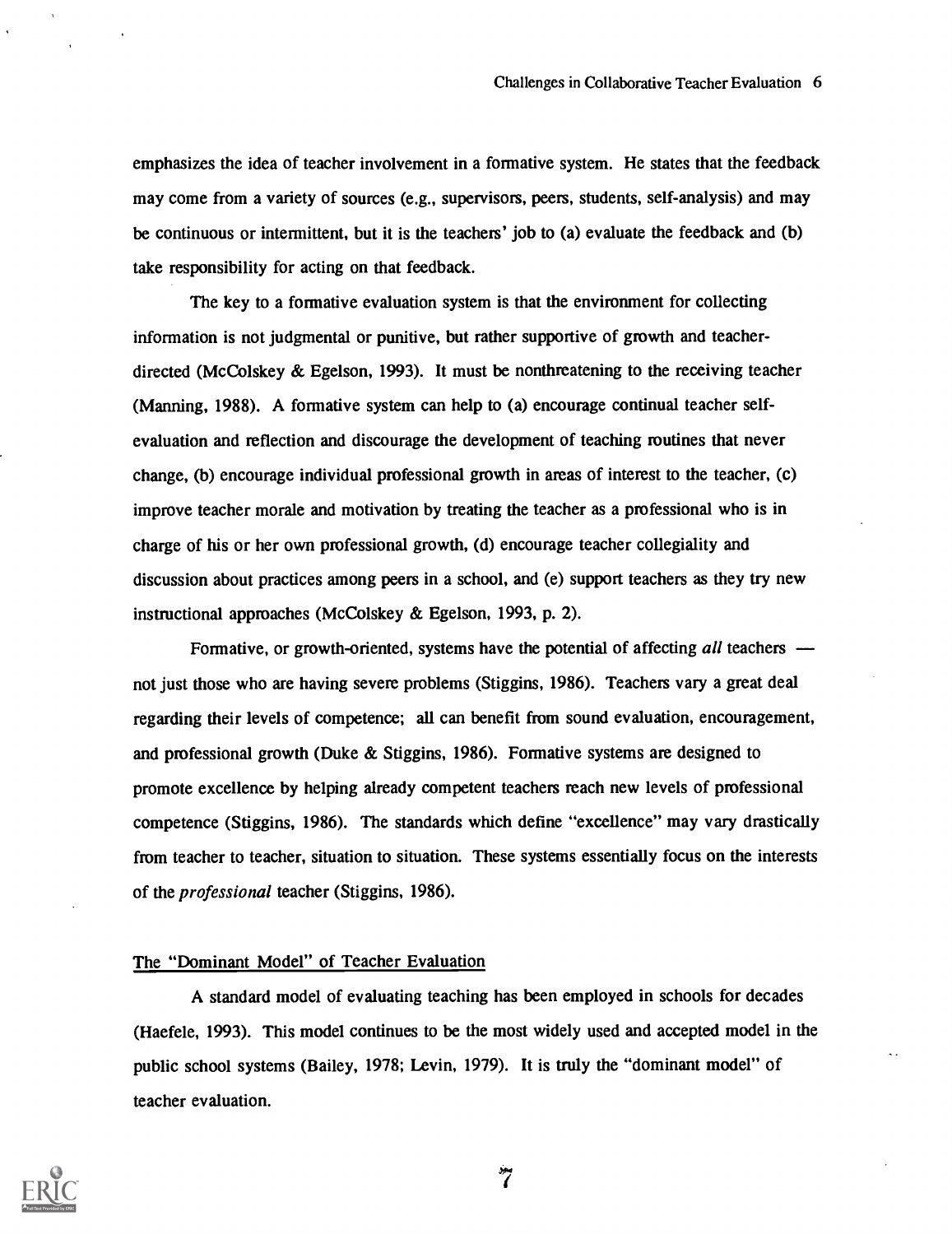emphasizes the idea of teacher involvement in a formative system. He states that the feedback may come from a variety of sources (e.g., supervisors, peers, students, self-analysis) and may be continuous or intermittent, but it is the teachers' job to (a) evaluate the feedback and (b) take responsibility for acting on that feedback.

The key to a formative evaluation system is that the environment for collecting information is not judgmental or punitive, but rather supportive of growth and teacher-directed (McColskey & Egelson, 1993). It must be nonthreatening to the receiving teacher (Manning, 1988). A formative system can help to (a) encourage continual teacher self-evaluation and reflection and discourage the development of teaching routines that never change, (b) encourage individual professional growth in areas of interest to the teacher, (c) improve teacher morale and motivation by treating the teacher as a professional who is in charge of his or her own professional growth, (d) encourage teacher collegiality and discussion about practices among peers in a school, and (e) support teachers as they try new instructional approaches (McColskey & Egelson, 1993, p. 2).

Formative, or growth-oriented, systems have the potential of affecting *all* teachers — not just those who are having severe problems (Stiggins, 1986). Teachers vary a great deal regarding their levels of competence; all can benefit from sound evaluation, encouragement, and professional growth (Duke & Stiggins, 1986). Formative systems are designed to promote excellence by helping already competent teachers reach new levels of professional competence (Stiggins, 1986). The standards which define "excellence" may vary drastically from teacher to teacher, situation to situation. These systems essentially focus on the interests of the *professional* teacher (Stiggins, 1986).

## The "Dominant Model" of Teacher Evaluation

A standard model of evaluating teaching has been employed in schools for decades (Haefele, 1993). This model continues to be the most widely used and accepted model in the public school systems (Bailey, 1978; Levin, 1979). It is truly the "dominant model" of teacher evaluation.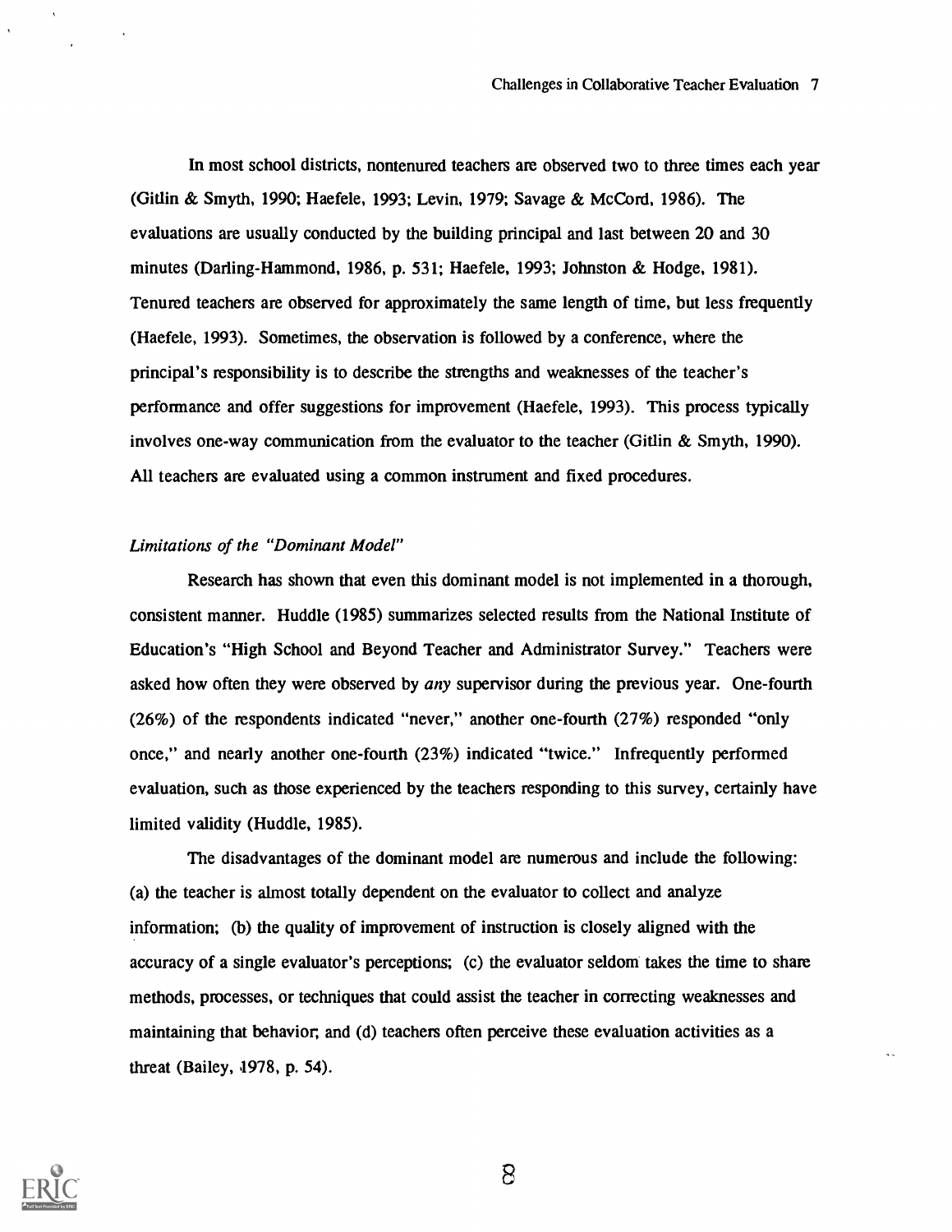In most school districts, nontenured teachers are observed two to three times each year (Gitlin & Smyth, 1990; Haefele, 1993; Levin, 1979; Savage & McCord, 1986). The evaluations are usually conducted by the building principal and last between 20 and 30 minutes (Darling-Hammond, 1986, p. 531; Haefele, 1993; Johnston & Hodge, 1981). Tenured teachers are observed for approximately the same length of time, but less frequently (Haefele, 1993). Sometimes, the observation is followed by a conference, where the principal's responsibility is to describe the strengths and weaknesses of the teacher's performance and offer suggestions for improvement (Haefele, 1993). This process typically involves one-way communication from the evaluator to the teacher (Gitlin & Smyth, 1990). All teachers are evaluated using a common instrument and fixed procedures.

*Limitations of the "Dominant Model"*

Research has shown that even this dominant model is not implemented in a thorough, consistent manner. Huddle (1985) summarizes selected results from the National Institute of Education's "High School and Beyond Teacher and Administrator Survey." Teachers were asked how often they were observed by *any* supervisor during the previous year. One-fourth (26%) of the respondents indicated "never," another one-fourth (27%) responded "only once," and nearly another one-fourth (23%) indicated "twice." Infrequently performed evaluation, such as those experienced by the teachers responding to this survey, certainly have limited validity (Huddle, 1985).

The disadvantages of the dominant model are numerous and include the following: (a) the teacher is almost totally dependent on the evaluator to collect and analyze information; (b) the quality of improvement of instruction is closely aligned with the accuracy of a single evaluator's perceptions; (c) the evaluator seldom takes the time to share methods, processes, or techniques that could assist the teacher in correcting weaknesses and maintaining that behavior; and (d) teachers often perceive these evaluation activities as a threat (Bailey, 1978, p. 54).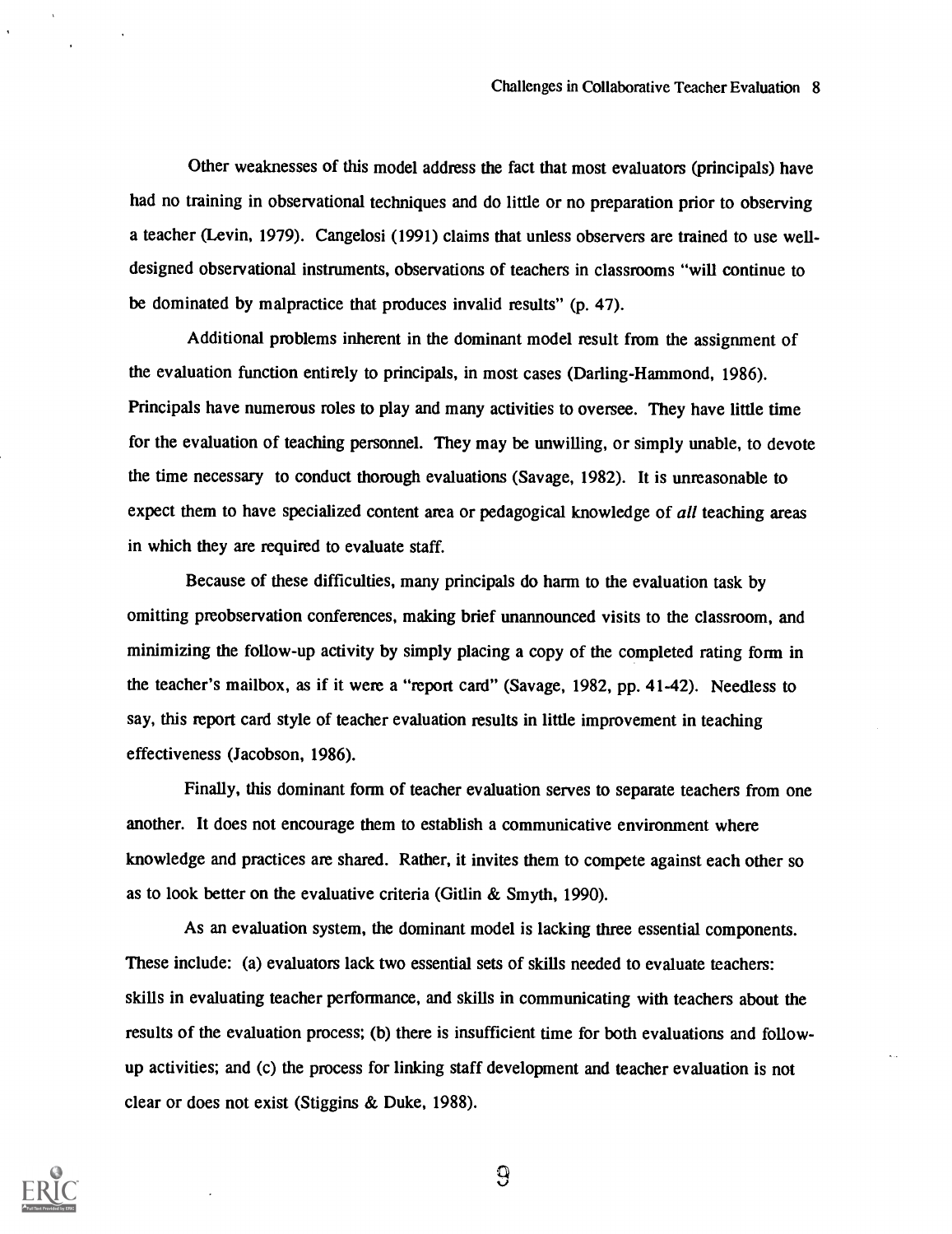Other weaknesses of this model address the fact that most evaluators (principals) have had no training in observational techniques and do little or no preparation prior to observing a teacher (Levin, 1979). Cangelosi (1991) claims that unless observers are trained to use well-designed observational instruments, observations of teachers in classrooms "will continue to be dominated by malpractice that produces invalid results" (p. 47).

Additional problems inherent in the dominant model result from the assignment of the evaluation function entirely to principals, in most cases (Darling-Hammond, 1986). Principals have numerous roles to play and many activities to oversee. They have little time for the evaluation of teaching personnel. They may be unwilling, or simply unable, to devote the time necessary to conduct thorough evaluations (Savage, 1982). It is unreasonable to expect them to have specialized content area or pedagogical knowledge of *all* teaching areas in which they are required to evaluate staff.

Because of these difficulties, many principals do harm to the evaluation task by omitting preobservation conferences, making brief unannounced visits to the classroom, and minimizing the follow-up activity by simply placing a copy of the completed rating form in the teacher's mailbox, as if it were a "report card" (Savage, 1982, pp. 41-42). Needless to say, this report card style of teacher evaluation results in little improvement in teaching effectiveness (Jacobson, 1986).

Finally, this dominant form of teacher evaluation serves to separate teachers from one another. It does not encourage them to establish a communicative environment where knowledge and practices are shared. Rather, it invites them to compete against each other so as to look better on the evaluative criteria (Gitlin & Smyth, 1990).

As an evaluation system, the dominant model is lacking three essential components. These include: (a) evaluators lack two essential sets of skills needed to evaluate teachers: skills in evaluating teacher performance, and skills in communicating with teachers about the results of the evaluation process; (b) there is insufficient time for both evaluations and follow-up activities; and (c) the process for linking staff development and teacher evaluation is not clear or does not exist (Stiggins & Duke, 1988).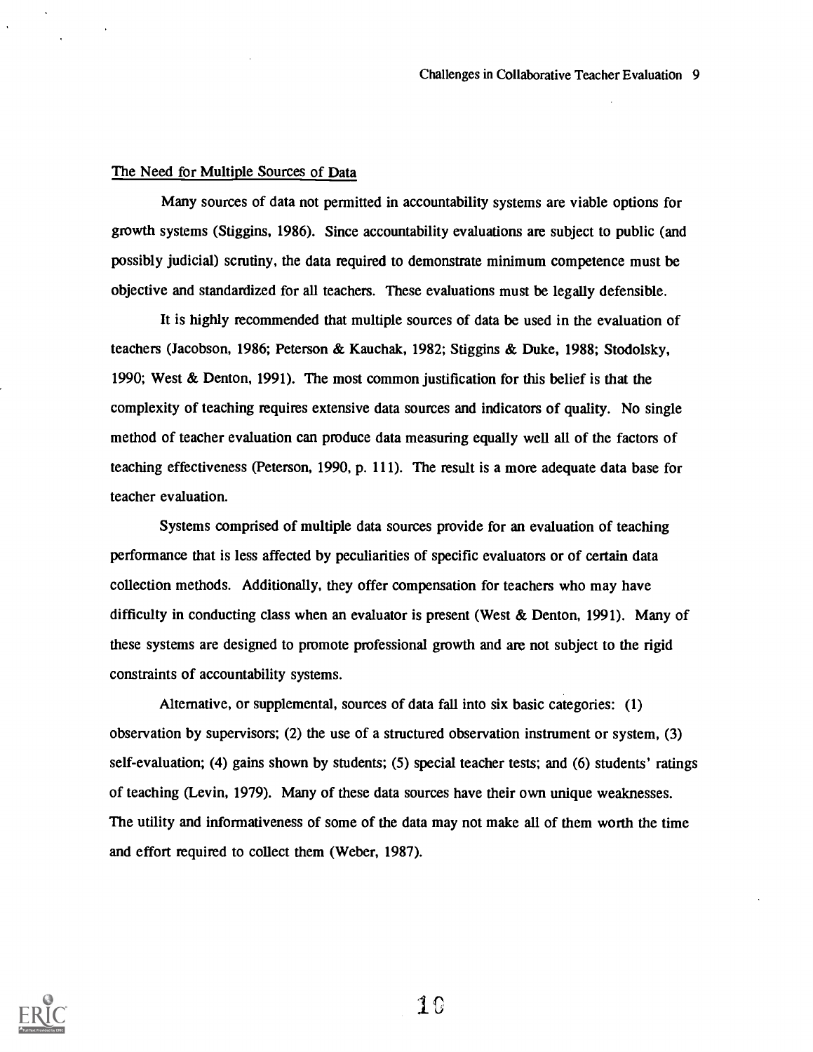## The Need for Multiple Sources of Data

Many sources of data not permitted in accountability systems are viable options for growth systems (Stiggins, 1986). Since accountability evaluations are subject to public (and possibly judicial) scrutiny, the data required to demonstrate minimum competence must be objective and standardized for all teachers. These evaluations must be legally defensible.

It is highly recommended that multiple sources of data be used in the evaluation of teachers (Jacobson, 1986; Peterson & Kauchak, 1982; Stiggins & Duke, 1988; Stodolsky, 1990; West & Denton, 1991). The most common justification for this belief is that the complexity of teaching requires extensive data sources and indicators of quality. No single method of teacher evaluation can produce data measuring equally well all of the factors of teaching effectiveness (Peterson, 1990, p. 111). The result is a more adequate data base for teacher evaluation.

Systems comprised of multiple data sources provide for an evaluation of teaching performance that is less affected by peculiarities of specific evaluators or of certain data collection methods. Additionally, they offer compensation for teachers who may have difficulty in conducting class when an evaluator is present (West & Denton, 1991). Many of these systems are designed to promote professional growth and are not subject to the rigid constraints of accountability systems.

Alternative, or supplemental, sources of data fall into six basic categories: (1) observation by supervisors; (2) the use of a structured observation instrument or system, (3) self-evaluation; (4) gains shown by students; (5) special teacher tests; and (6) students' ratings of teaching (Levin, 1979). Many of these data sources have their own unique weaknesses. The utility and informativeness of some of the data may not make all of them worth the time and effort required to collect them (Weber, 1987).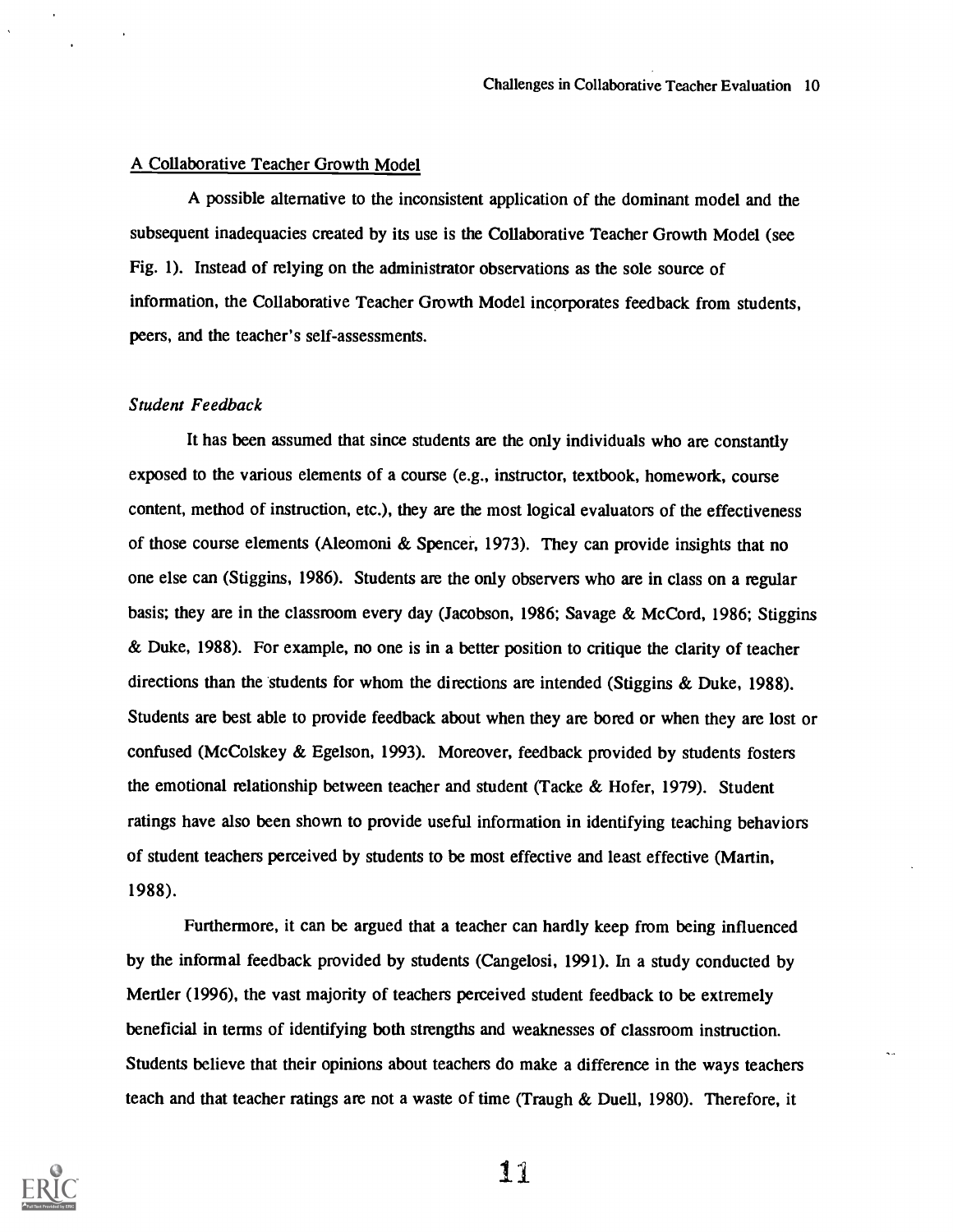## A Collaborative Teacher Growth Model

A possible alternative to the inconsistent application of the dominant model and the subsequent inadequacies created by its use is the Collaborative Teacher Growth Model (see Fig. 1). Instead of relying on the administrator observations as the sole source of information, the Collaborative Teacher Growth Model incorporates feedback from students, peers, and the teacher's self-assessments.

### *Student Feedback*

It has been assumed that since students are the only individuals who are constantly exposed to the various elements of a course (e.g., instructor, textbook, homework, course content, method of instruction, etc.), they are the most logical evaluators of the effectiveness of those course elements (Aleomoni & Spencer, 1973). They can provide insights that no one else can (Stiggins, 1986). Students are the only observers who are in class on a regular basis; they are in the classroom every day (Jacobson, 1986; Savage & McCord, 1986; Stiggins & Duke, 1988). For example, no one is in a better position to critique the clarity of teacher directions than the students for whom the directions are intended (Stiggins & Duke, 1988). Students are best able to provide feedback about when they are bored or when they are lost or confused (McColskey & Egelson, 1993). Moreover, feedback provided by students fosters the emotional relationship between teacher and student (Tacke & Hofer, 1979). Student ratings have also been shown to provide useful information in identifying teaching behaviors of student teachers perceived by students to be most effective and least effective (Martin, 1988).

Furthermore, it can be argued that a teacher can hardly keep from being influenced by the informal feedback provided by students (Cangelosi, 1991). In a study conducted by Mertler (1996), the vast majority of teachers perceived student feedback to be extremely beneficial in terms of identifying both strengths and weaknesses of classroom instruction. Students believe that their opinions about teachers do make a difference in the ways teachers teach and that teacher ratings are not a waste of time (Traugh & Duell, 1980). Therefore, it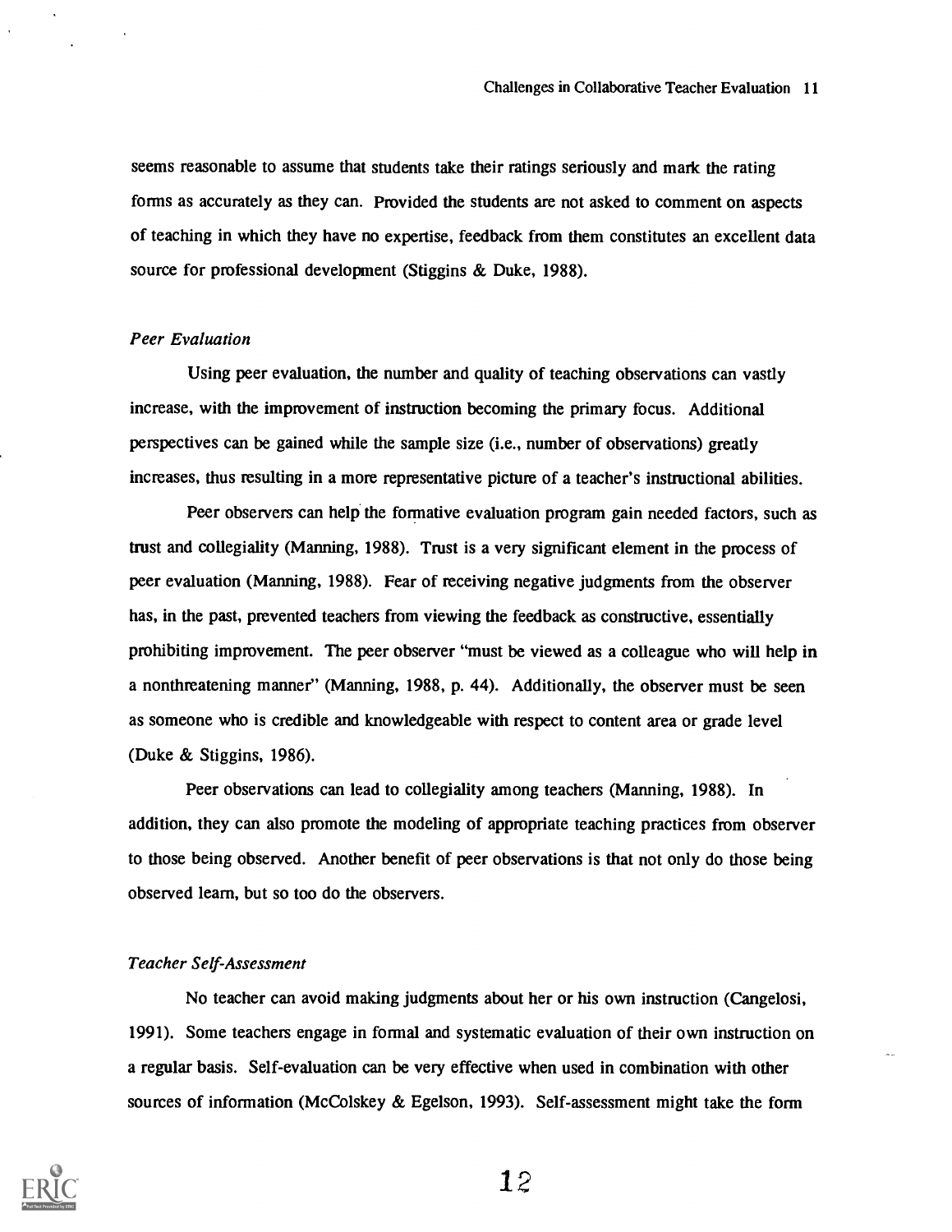seems reasonable to assume that students take their ratings seriously and mark the rating forms as accurately as they can. Provided the students are not asked to comment on aspects of teaching in which they have no expertise, feedback from them constitutes an excellent data source for professional development (Stiggins & Duke, 1988).

### *Peer Evaluation*

Using peer evaluation, the number and quality of teaching observations can vastly increase, with the improvement of instruction becoming the primary focus. Additional perspectives can be gained while the sample size (i.e., number of observations) greatly increases, thus resulting in a more representative picture of a teacher's instructional abilities.

Peer observers can help the formative evaluation program gain needed factors, such as trust and collegiality (Manning, 1988). Trust is a very significant element in the process of peer evaluation (Manning, 1988). Fear of receiving negative judgments from the observer has, in the past, prevented teachers from viewing the feedback as constructive, essentially prohibiting improvement. The peer observer "must be viewed as a colleague who will help in a nonthreatening manner" (Manning, 1988, p. 44). Additionally, the observer must be seen as someone who is credible and knowledgeable with respect to content area or grade level (Duke & Stiggins, 1986).

Peer observations can lead to collegiality among teachers (Manning, 1988). In addition, they can also promote the modeling of appropriate teaching practices from observer to those being observed. Another benefit of peer observations is that not only do those being observed learn, but so too do the observers.

### *Teacher Self-Assessment*

No teacher can avoid making judgments about her or his own instruction (Cangelosi, 1991). Some teachers engage in formal and systematic evaluation of their own instruction on a regular basis. Self-evaluation can be very effective when used in combination with other sources of information (McColskey & Egelson, 1993). Self-assessment might take the form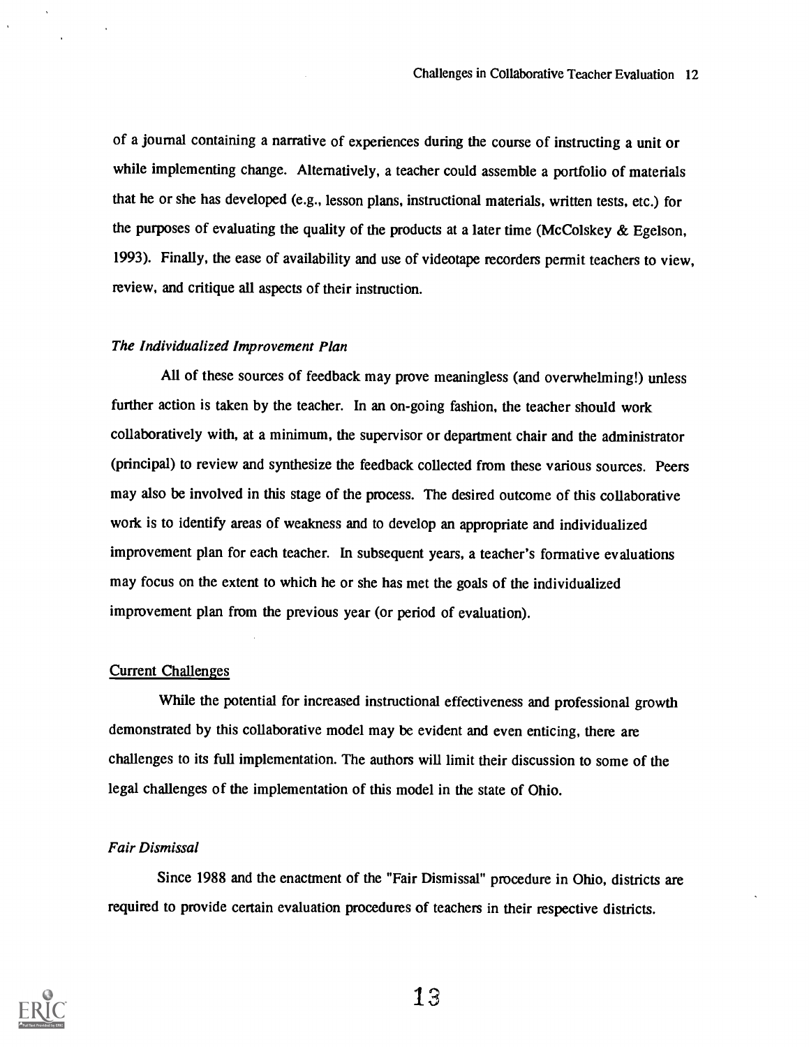of a journal containing a narrative of experiences during the course of instructing a unit or while implementing change. Alternatively, a teacher could assemble a portfolio of materials that he or she has developed (e.g., lesson plans, instructional materials, written tests, etc.) for the purposes of evaluating the quality of the products at a later time (McColskey & Egelson, 1993). Finally, the ease of availability and use of videotape recorders permit teachers to view, review, and critique all aspects of their instruction.

### *The Individualized Improvement Plan*

All of these sources of feedback may prove meaningless (and overwhelming!) unless further action is taken by the teacher. In an on-going fashion, the teacher should work collaboratively with, at a minimum, the supervisor or department chair and the administrator (principal) to review and synthesize the feedback collected from these various sources. Peers may also be involved in this stage of the process. The desired outcome of this collaborative work is to identify areas of weakness and to develop an appropriate and individualized improvement plan for each teacher. In subsequent years, a teacher's formative evaluations may focus on the extent to which he or she has met the goals of the individualized improvement plan from the previous year (or period of evaluation).

## Current Challenges

While the potential for increased instructional effectiveness and professional growth demonstrated by this collaborative model may be evident and even enticing, there are challenges to its full implementation. The authors will limit their discussion to some of the legal challenges of the implementation of this model in the state of Ohio.

### *Fair Dismissal*

Since 1988 and the enactment of the "Fair Dismissal" procedure in Ohio, districts are required to provide certain evaluation procedures of teachers in their respective districts.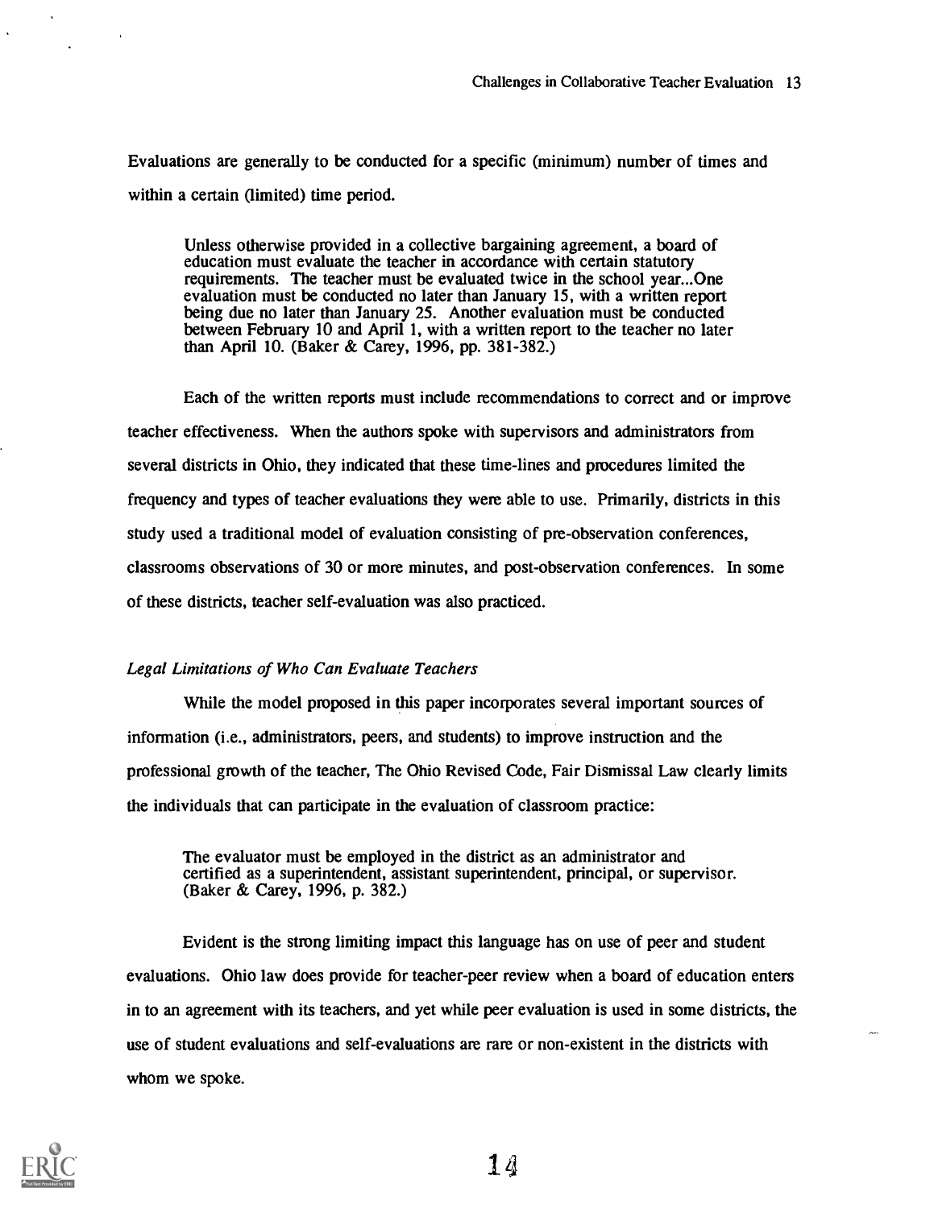Evaluations are generally to be conducted for a specific (minimum) number of times and within a certain (limited) time period.

> Unless otherwise provided in a collective bargaining agreement, a board of education must evaluate the teacher in accordance with certain statutory requirements. The teacher must be evaluated twice in the school year...One evaluation must be conducted no later than January 15, with a written report being due no later than January 25. Another evaluation must be conducted between February 10 and April 1, with a written report to the teacher no later than April 10. (Baker & Carey, 1996, pp. 381-382.)

Each of the written reports must include recommendations to correct and or improve teacher effectiveness. When the authors spoke with supervisors and administrators from several districts in Ohio, they indicated that these time-lines and procedures limited the frequency and types of teacher evaluations they were able to use. Primarily, districts in this study used a traditional model of evaluation consisting of pre-observation conferences, classrooms observations of 30 or more minutes, and post-observation conferences. In some of these districts, teacher self-evaluation was also practiced.

### *Legal Limitations of Who Can Evaluate Teachers*

While the model proposed in this paper incorporates several important sources of information (i.e., administrators, peers, and students) to improve instruction and the professional growth of the teacher, The Ohio Revised Code, Fair Dismissal Law clearly limits the individuals that can participate in the evaluation of classroom practice:

> The evaluator must be employed in the district as an administrator and certified as a superintendent, assistant superintendent, principal, or supervisor. (Baker & Carey, 1996, p. 382.)

Evident is the strong limiting impact this language has on use of peer and student evaluations. Ohio law does provide for teacher-peer review when a board of education enters in to an agreement with its teachers, and yet while peer evaluation is used in some districts, the use of student evaluations and self-evaluations are rare or non-existent in the districts with whom we spoke.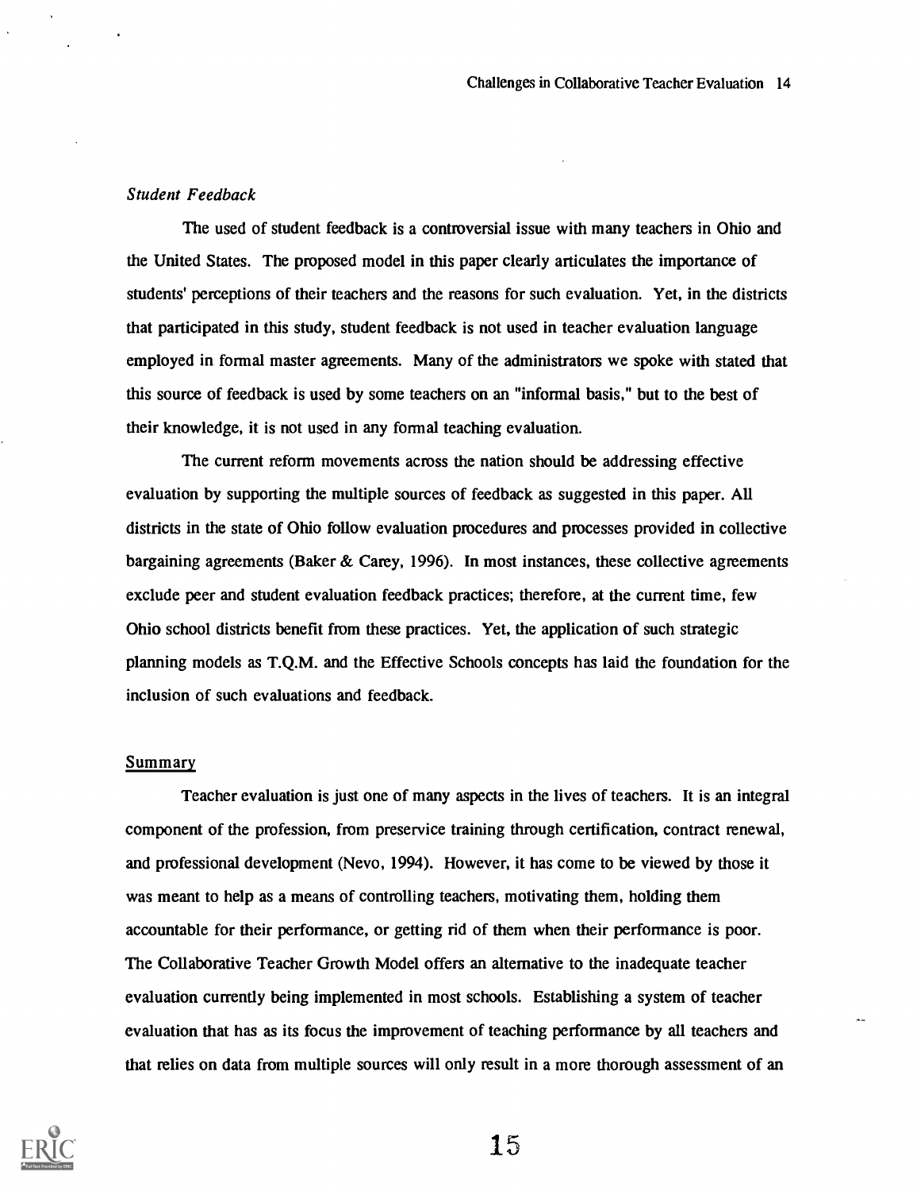### *Student Feedback*

The used of student feedback is a controversial issue with many teachers in Ohio and the United States. The proposed model in this paper clearly articulates the importance of students' perceptions of their teachers and the reasons for such evaluation. Yet, in the districts that participated in this study, student feedback is not used in teacher evaluation language employed in formal master agreements. Many of the administrators we spoke with stated that this source of feedback is used by some teachers on an "informal basis," but to the best of their knowledge, it is not used in any formal teaching evaluation.

The current reform movements across the nation should be addressing effective evaluation by supporting the multiple sources of feedback as suggested in this paper. All districts in the state of Ohio follow evaluation procedures and processes provided in collective bargaining agreements (Baker & Carey, 1996). In most instances, these collective agreements exclude peer and student evaluation feedback practices; therefore, at the current time, few Ohio school districts benefit from these practices. Yet, the application of such strategic planning models as T.Q.M. and the Effective Schools concepts has laid the foundation for the inclusion of such evaluations and feedback.

## Summary

Teacher evaluation is just one of many aspects in the lives of teachers. It is an integral component of the profession, from preservice training through certification, contract renewal, and professional development (Nevo, 1994). However, it has come to be viewed by those it was meant to help as a means of controlling teachers, motivating them, holding them accountable for their performance, or getting rid of them when their performance is poor. The Collaborative Teacher Growth Model offers an alternative to the inadequate teacher evaluation currently being implemented in most schools. Establishing a system of teacher evaluation that has as its focus the improvement of teaching performance by all teachers and that relies on data from multiple sources will only result in a more thorough assessment of an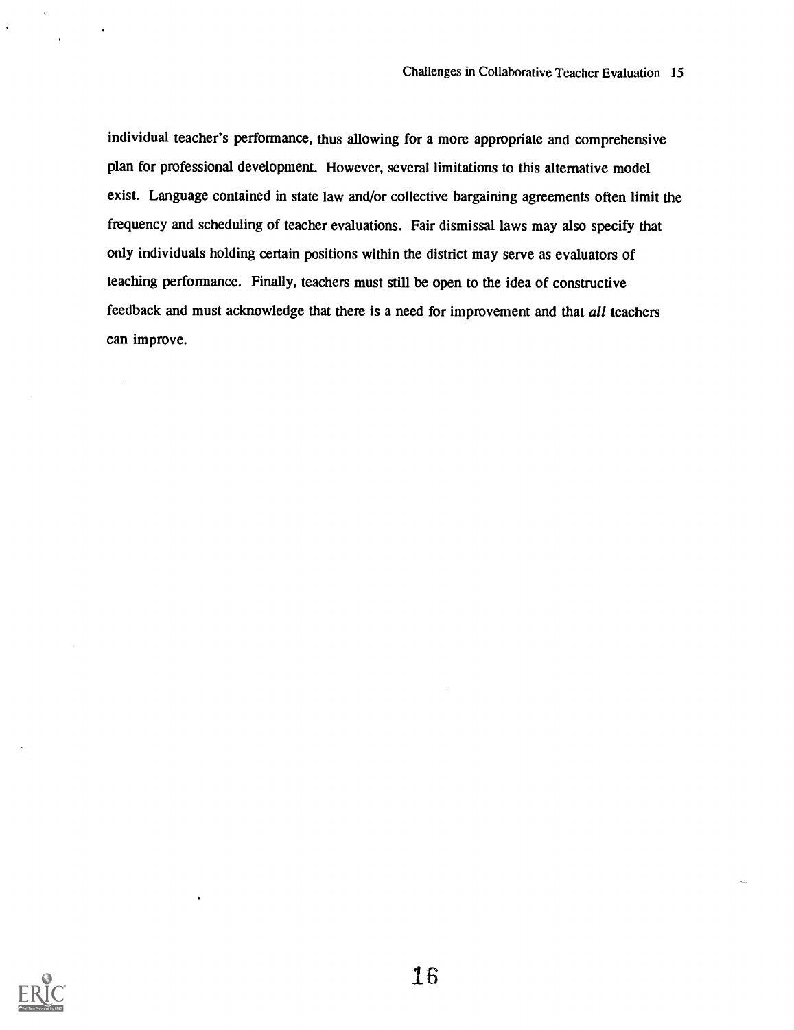individual teacher's performance, thus allowing for a more appropriate and comprehensive plan for professional development. However, several limitations to this alternative model exist. Language contained in state law and/or collective bargaining agreements often limit the frequency and scheduling of teacher evaluations. Fair dismissal laws may also specify that only individuals holding certain positions within the district may serve as evaluators of teaching performance. Finally, teachers must still be open to the idea of constructive feedback and must acknowledge that there is a need for improvement and that *all* teachers can improve.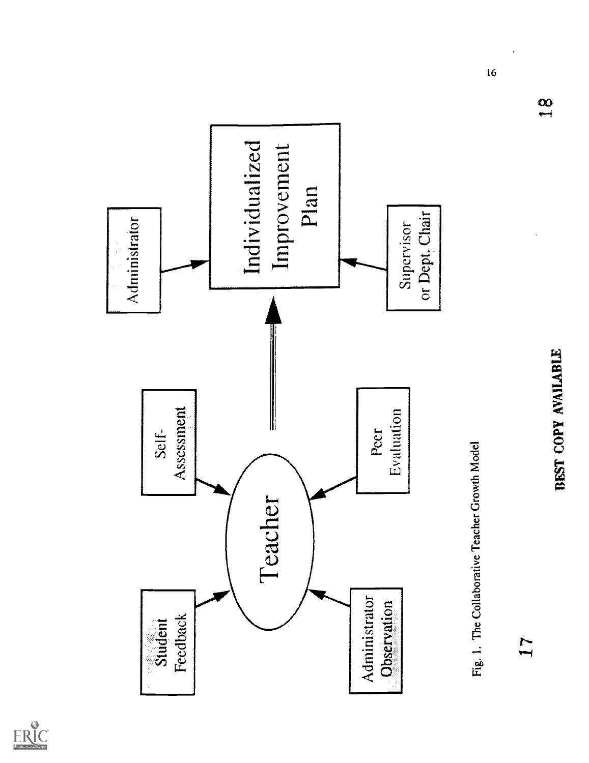Student Feedback

Administrator Observation

Self-Assessment

Peer Evaluation

Teacher

Administrator

Individualized Improvement Plan

Supervisor or Dept. Chair

Fig. 1. The Collaborative Teacher Growth Model

BEST COPY AVAILABLE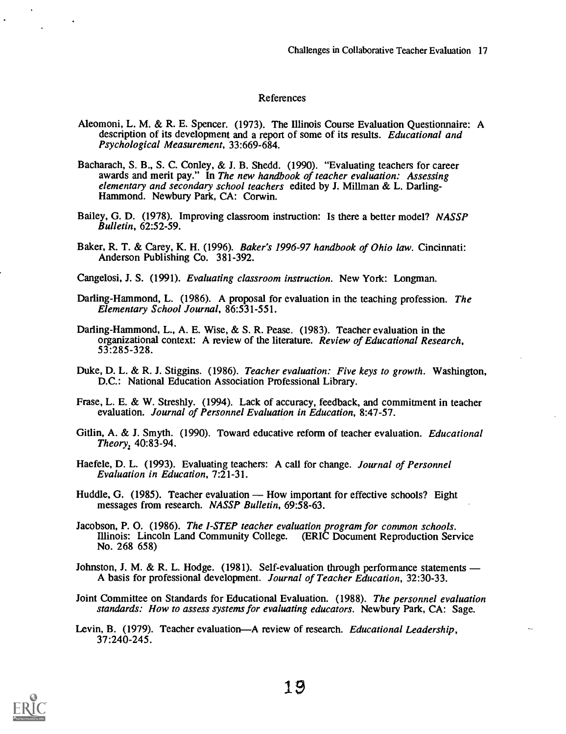# References

Aleomoni, L. M. & R. E. Spencer. (1973). The Illinois Course Evaluation Questionnaire: A description of its development and a report of some of its results. *Educational and Psychological Measurement*, 33:669-684.

Bacharach, S. B., S. C. Conley, & J. B. Shedd. (1990). "Evaluating teachers for career awards and merit pay." In *The new handbook of teacher evaluation: Assessing elementary and secondary school teachers* edited by J. Millman & L. Darling-Hammond. Newbury Park, CA: Corwin.

Bailey, G. D. (1978). Improving classroom instruction: Is there a better model? *NASSP Bulletin*, 62:52-59.

Baker, R. T. & Carey, K. H. (1996). *Baker's 1996-97 handbook of Ohio law*. Cincinnati: Anderson Publishing Co. 381-392.

Cangelosi, J. S. (1991). *Evaluating classroom instruction*. New York: Longman.

Darling-Hammond, L. (1986). A proposal for evaluation in the teaching profession. *The Elementary School Journal*, 86:531-551.

Darling-Hammond, L., A. E. Wise, & S. R. Pease. (1983). Teacher evaluation in the organizational context: A review of the literature. *Review of Educational Research*, 53:285-328.

Duke, D. L. & R. J. Stiggins. (1986). *Teacher evaluation: Five keys to growth*. Washington, D.C.: National Education Association Professional Library.

Frase, L. E. & W. Streshly. (1994). Lack of accuracy, feedback, and commitment in teacher evaluation. *Journal of Personnel Evaluation in Education*, 8:47-57.

Gitlin, A. & J. Smyth. (1990). Toward educative reform of teacher evaluation. *Educational Theory*, 40:83-94.

Haefele, D. L. (1993). Evaluating teachers: A call for change. *Journal of Personnel Evaluation in Education*, 7:21-31.

Huddle, G. (1985). Teacher evaluation — How important for effective schools? Eight messages from research. *NASSP Bulletin*, 69:58-63.

Jacobson, P. O. (1986). *The I-STEP teacher evaluation program for common schools*. Illinois: Lincoln Land Community College. (ERIC Document Reproduction Service No. 268 658)

Johnston, J. M. & R. L. Hodge. (1981). Self-evaluation through performance statements — A basis for professional development. *Journal of Teacher Education*, 32:30-33.

Joint Committee on Standards for Educational Evaluation. (1988). *The personnel evaluation standards: How to assess systems for evaluating educators*. Newbury Park, CA: Sage.

Levin, B. (1979). Teacher evaluation—A review of research. *Educational Leadership*, 37:240-245.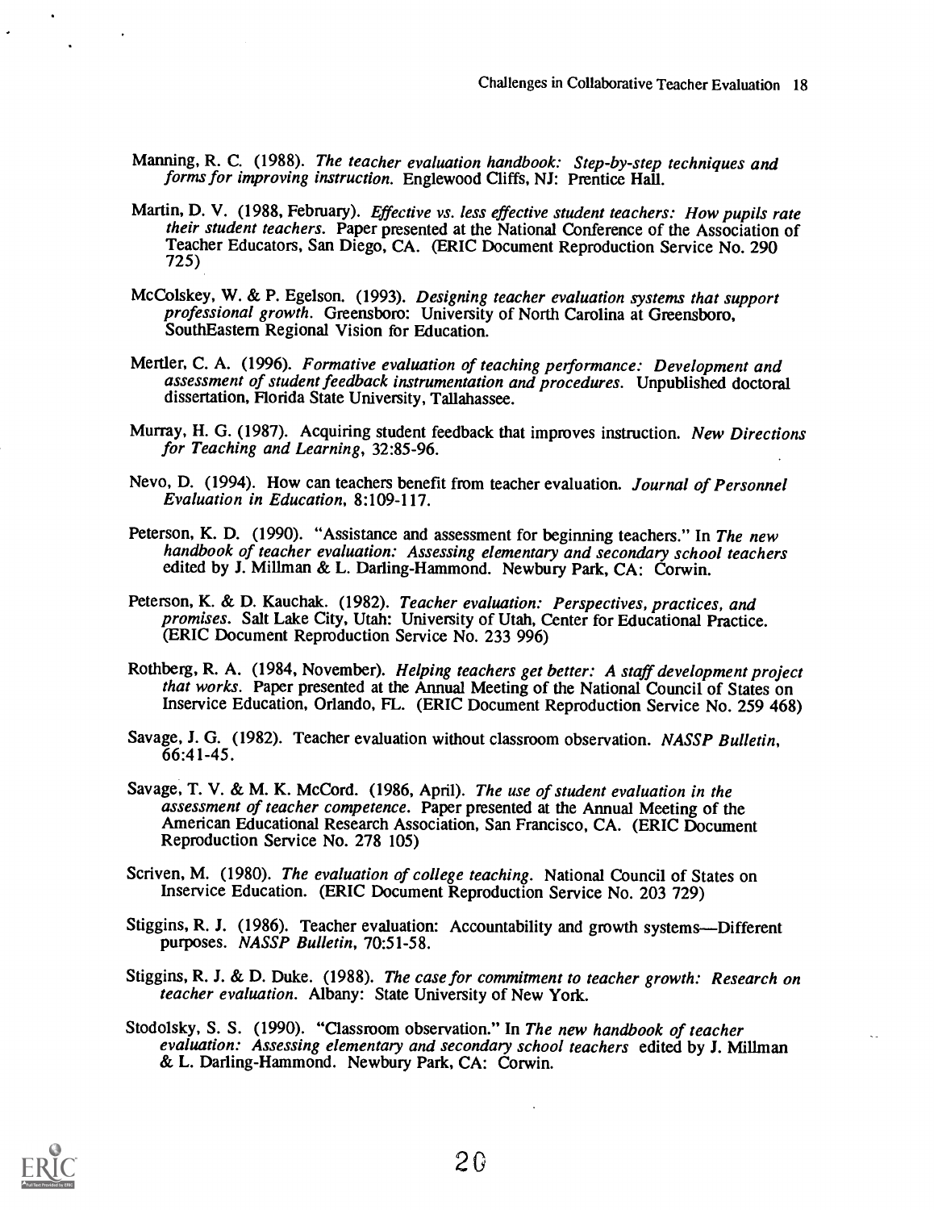Manning, R. C. (1988). *The teacher evaluation handbook: Step-by-step techniques and forms for improving instruction.* Englewood Cliffs, NJ: Prentice Hall.

Martin, D. V. (1988, February). *Effective vs. less effective student teachers: How pupils rate their student teachers.* Paper presented at the National Conference of the Association of Teacher Educators, San Diego, CA. (ERIC Document Reproduction Service No. 290 725)

McColskey, W. & P. Egelson. (1993). *Designing teacher evaluation systems that support professional growth.* Greensboro: University of North Carolina at Greensboro, SouthEastern Regional Vision for Education.

Mertler, C. A. (1996). *Formative evaluation of teaching performance: Development and assessment of student feedback instrumentation and procedures.* Unpublished doctoral dissertation, Florida State University, Tallahassee.

Murray, H. G. (1987). Acquiring student feedback that improves instruction. *New Directions for Teaching and Learning*, 32:85-96.

Nevo, D. (1994). How can teachers benefit from teacher evaluation. *Journal of Personnel Evaluation in Education*, 8:109-117.

Peterson, K. D. (1990). "Assistance and assessment for beginning teachers." In *The new handbook of teacher evaluation: Assessing elementary and secondary school teachers* edited by J. Millman & L. Darling-Hammond. Newbury Park, CA: Corwin.

Peterson, K. & D. Kauchak. (1982). *Teacher evaluation: Perspectives, practices, and promises.* Salt Lake City, Utah: University of Utah, Center for Educational Practice. (ERIC Document Reproduction Service No. 233 996)

Rothberg, R. A. (1984, November). *Helping teachers get better: A staff development project that works.* Paper presented at the Annual Meeting of the National Council of States on Inservice Education, Orlando, FL. (ERIC Document Reproduction Service No. 259 468)

Savage, J. G. (1982). Teacher evaluation without classroom observation. *NASSP Bulletin*, 66:41-45.

Savage, T. V. & M. K. McCord. (1986, April). *The use of student evaluation in the assessment of teacher competence.* Paper presented at the Annual Meeting of the American Educational Research Association, San Francisco, CA. (ERIC Document Reproduction Service No. 278 105)

Scriven, M. (1980). *The evaluation of college teaching.* National Council of States on Inservice Education. (ERIC Document Reproduction Service No. 203 729)

Stiggins, R. J. (1986). Teacher evaluation: Accountability and growth systems—Different purposes. *NASSP Bulletin*, 70:51-58.

Stiggins, R. J. & D. Duke. (1988). *The case for commitment to teacher growth: Research on teacher evaluation.* Albany: State University of New York.

Stodolsky, S. S. (1990). "Classroom observation." In *The new handbook of teacher evaluation: Assessing elementary and secondary school teachers* edited by J. Millman & L. Darling-Hammond. Newbury Park, CA: Corwin.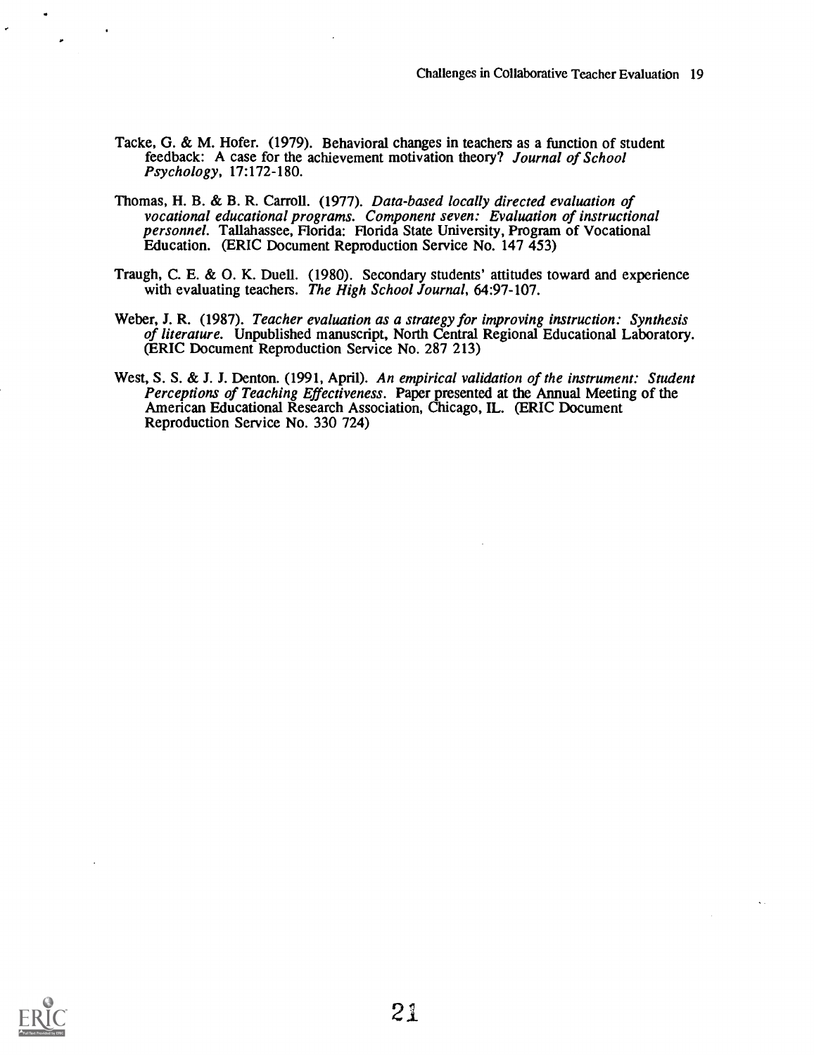Tacke, G. & M. Hofer. (1979). Behavioral changes in teachers as a function of student feedback: A case for the achievement motivation theory? *Journal of School Psychology*, 17:172-180.

Thomas, H. B. & B. R. Carroll. (1977). *Data-based locally directed evaluation of vocational educational programs. Component seven: Evaluation of instructional personnel*. Tallahassee, Florida: Florida State University, Program of Vocational Education. (ERIC Document Reproduction Service No. 147 453)

Traugh, C. E. & O. K. Duell. (1980). Secondary students' attitudes toward and experience with evaluating teachers. *The High School Journal*, 64:97-107.

Weber, J. R. (1987). *Teacher evaluation as a strategy for improving instruction: Synthesis of literature*. Unpublished manuscript, North Central Regional Educational Laboratory. (ERIC Document Reproduction Service No. 287 213)

West, S. S. & J. J. Denton. (1991, April). *An empirical validation of the instrument: Student Perceptions of Teaching Effectiveness*. Paper presented at the Annual Meeting of the American Educational Research Association, Chicago, IL. (ERIC Document Reproduction Service No. 330 724)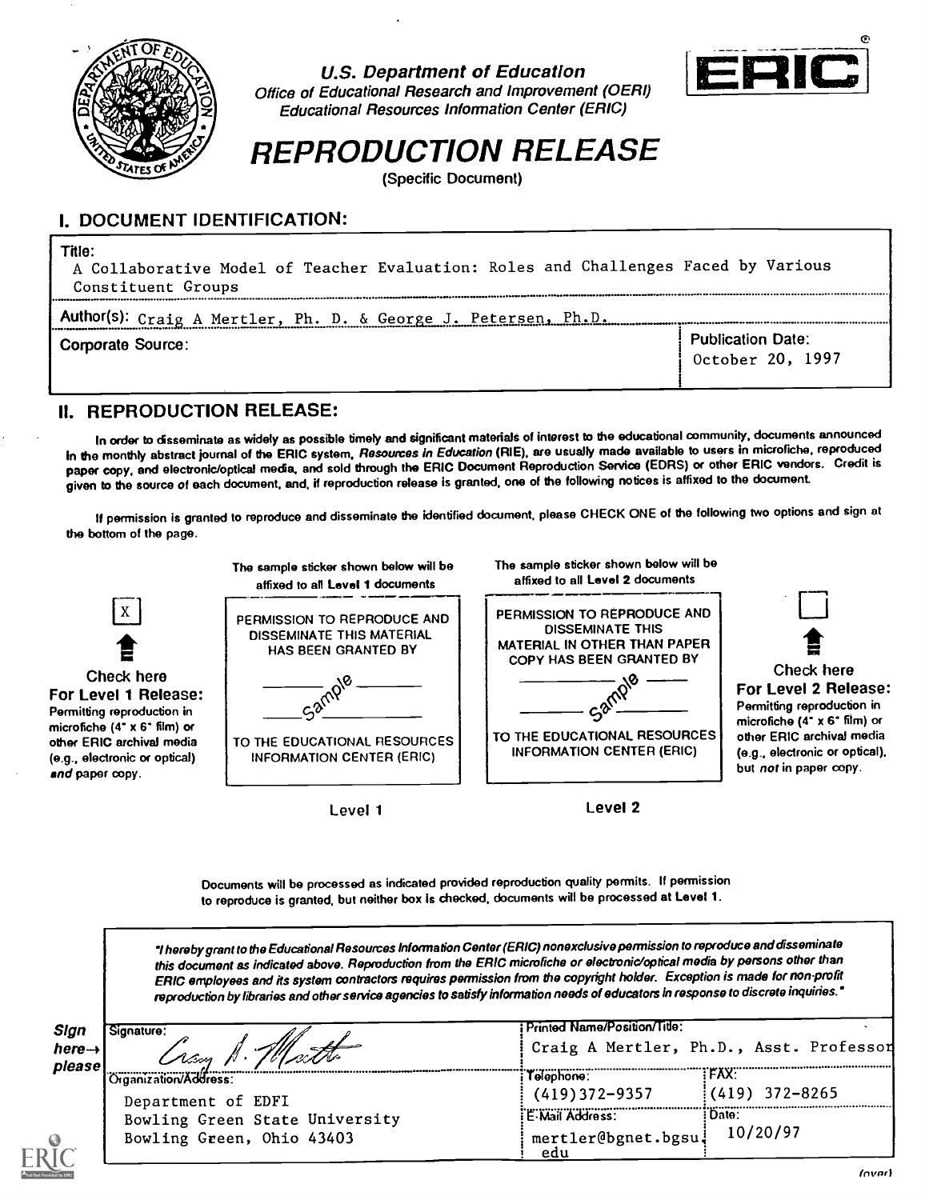U.S. Department of Education
Office of Educational Research and Improvement (OERI)
Educational Resources Information Center (ERIC)

ERIC

# REPRODUCTION RELEASE

(Specific Document)

## I. DOCUMENT IDENTIFICATION:

Title: A Collaborative Model of Teacher Evaluation: Roles and Challenges Faced by Various Constituent Groups

Author(s): Craig A Mertler, Ph. D. & George J. Petersen, Ph.D.

Corporate Source:

Publication Date: October 20, 1997

## II. REPRODUCTION RELEASE:

In order to disseminate as widely as possible timely and significant materials of interest to the educational community, documents announced in the monthly abstract journal of the ERIC system, *Resources in Education* (RIE), are usually made available to users in microfiche, reproduced paper copy, and electronic/optical media, and sold through the ERIC Document Reproduction Service (EDRS) or other ERIC vendors. Credit is given to the source of each document, and, if reproduction release is granted, one of the following notices is affixed to the document.

If permission is granted to reproduce and disseminate the identified document, please CHECK ONE of the following two options and sign at the bottom of the page.

[X] **Check here For Level 1 Release:** Permitting reproduction in microfiche (4" x 6" film) or other ERIC archival media (e.g., electronic or optical) *and* paper copy.

The sample sticker shown below will be affixed to all Level 1 documents

PERMISSION TO REPRODUCE AND DISSEMINATE THIS MATERIAL HAS BEEN GRANTED BY

Sample

TO THE EDUCATIONAL RESOURCES INFORMATION CENTER (ERIC)

Level 1

The sample sticker shown below will be affixed to all Level 2 documents

PERMISSION TO REPRODUCE AND DISSEMINATE THIS MATERIAL IN OTHER THAN PAPER COPY HAS BEEN GRANTED BY

Sample

TO THE EDUCATIONAL RESOURCES INFORMATION CENTER (ERIC)

Level 2

[ ] **Check here For Level 2 Release:** Permitting reproduction in microfiche (4" x 6" film) or other ERIC archival media (e.g., electronic or optical), but *not* in paper copy.

Documents will be processed as indicated provided reproduction quality permits. If permission to reproduce is granted, but neither box is checked, documents will be processed at Level 1.

*"I hereby grant to the Educational Resources Information Center (ERIC) nonexclusive permission to reproduce and disseminate this document as indicated above. Reproduction from the ERIC microfiche or electronic/optical media by persons other than ERIC employees and its system contractors requires permission from the copyright holder. Exception is made for non-profit reproduction by libraries and other service agencies to satisfy information needs of educators in response to discrete inquiries."*

**Sign here→ please**

| Signature: | Printed Name/Position/Title: | |
|---|---|---|
| Craig A. Mertler | Craig A Mertler, Ph.D., Asst. Professor | |
| **Organization/Address:** | **Telephone:** | **FAX:** |
| Department of EDFI<br>Bowling Green State University<br>Bowling Green, Ohio 43403 | (419)372-9357 | (419) 372-8265 |
| | **E-Mail Address:** | **Date:** |
| | mertler@bgnet.bgsu.edu | 10/20/97 |

(over)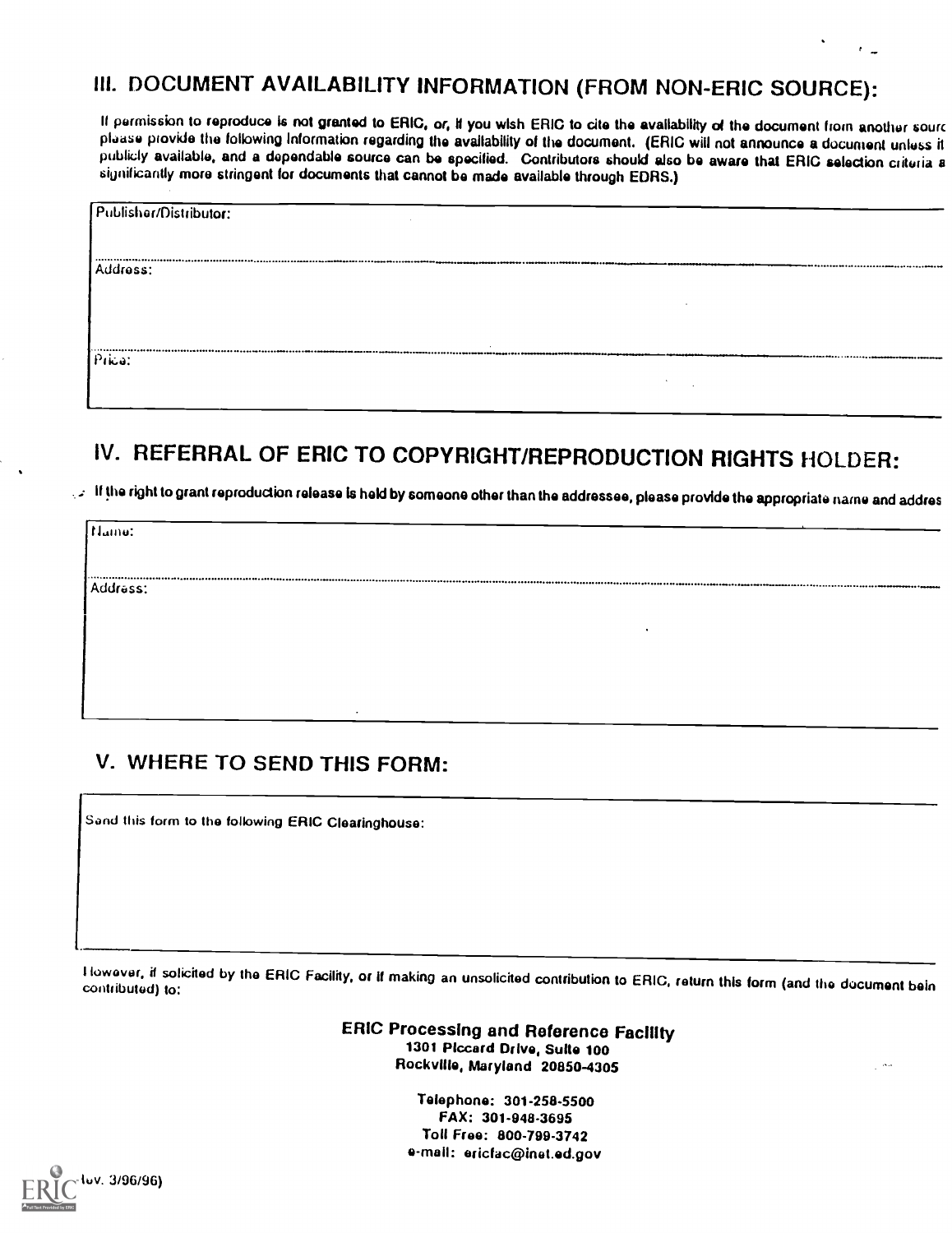## III. DOCUMENT AVAILABILITY INFORMATION (FROM NON-ERIC SOURCE):

If permission to reproduce is not granted to ERIC, or, if you wish ERIC to cite the availability of the document from another sourc please provide the following information regarding the availability of the document. (ERIC will not announce a document unless it publicly available, and a dependable source can be specified. Contributors should also be aware that ERIC selection criteria a significantly more stringent for documents that cannot be made available through EDRS.)

Publisher/Distributor:

Address:

Price:

## IV. REFERRAL OF ERIC TO COPYRIGHT/REPRODUCTION RIGHTS HOLDER:

If the right to grant reproduction release is held by someone other than the addressee, please provide the appropriate name and addres

Name:

Address:

## V. WHERE TO SEND THIS FORM:

Send this form to the following ERIC Clearinghouse:

However, if solicited by the ERIC Facility, or if making an unsolicited contribution to ERIC, return this form (and the document bein contributed) to:

**ERIC Processing and Reference Facility**
**1301 Piccard Drive, Suite 100**
**Rockville, Maryland 20850-4305**

**Telephone: 301-258-5500**
**FAX: 301-948-3695**
**Toll Free: 800-799-3742**
**e-mail: ericfac@inet.ed.gov**

(Rev. 3/96/96)